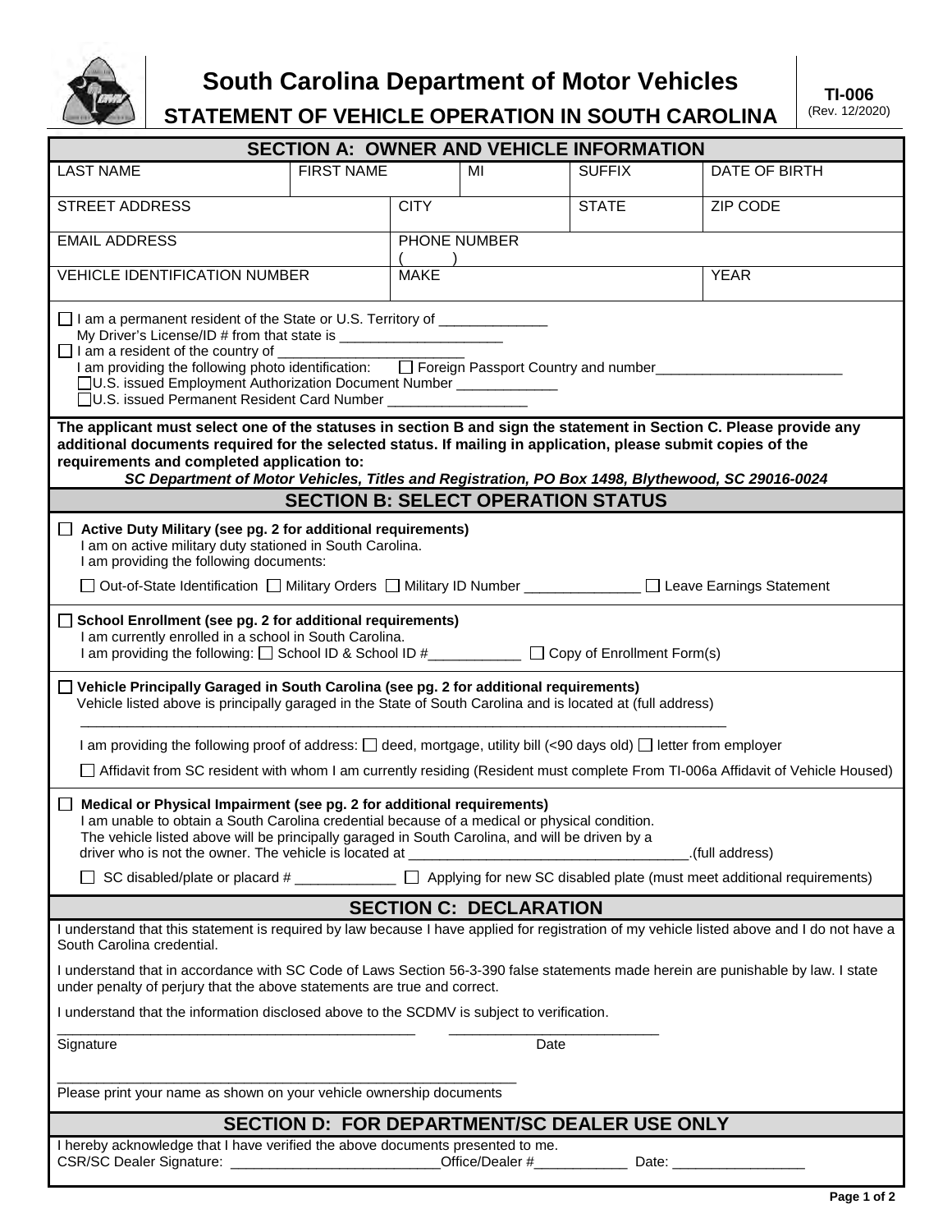# South Carolina Department of Motor Vehicles

## STATEMENT OF VEHICLE OPERATION IN SOUTH CAROLINA

**TI-006**
(Rev. 12/2020)

## SECTION A: OWNER AND VEHICLE INFORMATION

| LAST NAME | FIRST NAME | MI | SUFFIX | DATE OF BIRTH |
|---|---|---|---|---|
| STREET ADDRESS | CITY | | STATE | ZIP CODE |
| EMAIL ADDRESS | PHONE NUMBER ( ) | | | |
| VEHICLE IDENTIFICATION NUMBER | MAKE | | | YEAR |

☐ I am a permanent resident of the State or U.S. Territory of ______________
My Driver's License/ID # from that state is ______________________
☐ I am a resident of the country of ________________________
I am providing the following photo identification: ☐ Foreign Passport Country and number________________________
☐U.S. issued Employment Authorization Document Number _____________
☐U.S. issued Permanent Resident Card Number __________________

**The applicant must select one of the statuses in section B and sign the statement in Section C. Please provide any additional documents required for the selected status. If mailing in application, please submit copies of the requirements and completed application to:**

***SC Department of Motor Vehicles, Titles and Registration, PO Box 1498, Blythewood, SC 29016-0024***

## SECTION B: SELECT OPERATION STATUS

☐ **Active Duty Military (see pg. 2 for additional requirements)**
I am on active military duty stationed in South Carolina.
I am providing the following documents:

☐ Out-of-State Identification ☐ Military Orders ☐ Military ID Number _______________ ☐ Leave Earnings Statement

☐ **School Enrollment (see pg. 2 for additional requirements)**
I am currently enrolled in a school in South Carolina.
I am providing the following: ☐ School ID & School ID #____________ ☐ Copy of Enrollment Form(s)

☐ **Vehicle Principally Garaged in South Carolina (see pg. 2 for additional requirements)**
Vehicle listed above is principally garaged in the State of South Carolina and is located at (full address)

_____________________________________________________________________________________

I am providing the following proof of address: ☐ deed, mortgage, utility bill (<90 days old) ☐ letter from employer

☐ Affidavit from SC resident with whom I am currently residing (Resident must complete From TI-006a Affidavit of Vehicle Housed)

☐ **Medical or Physical Impairment (see pg. 2 for additional requirements)**
I am unable to obtain a South Carolina credential because of a medical or physical condition.
The vehicle listed above will be principally garaged in South Carolina, and will be driven by a driver who is not the owner. The vehicle is located at ____________________________________.(full address)

☐ SC disabled/plate or placard # _____________ ☐ Applying for new SC disabled plate (must meet additional requirements)

## SECTION C: DECLARATION

I understand that this statement is required by law because I have applied for registration of my vehicle listed above and I do not have a South Carolina credential.

I understand that in accordance with SC Code of Laws Section 56-3-390 false statements made herein are punishable by law. I state under penalty of perjury that the above statements are true and correct.

I understand that the information disclosed above to the SCDMV is subject to verification.

_______________________________________________ ___________________________
Signature Date

____________________________________________________________
Please print your name as shown on your vehicle ownership documents

## SECTION D: FOR DEPARTMENT/SC DEALER USE ONLY

I hereby acknowledge that I have verified the above documents presented to me.
CSR/SC Dealer Signature: ___________________________Office/Dealer #____________ Date: _________________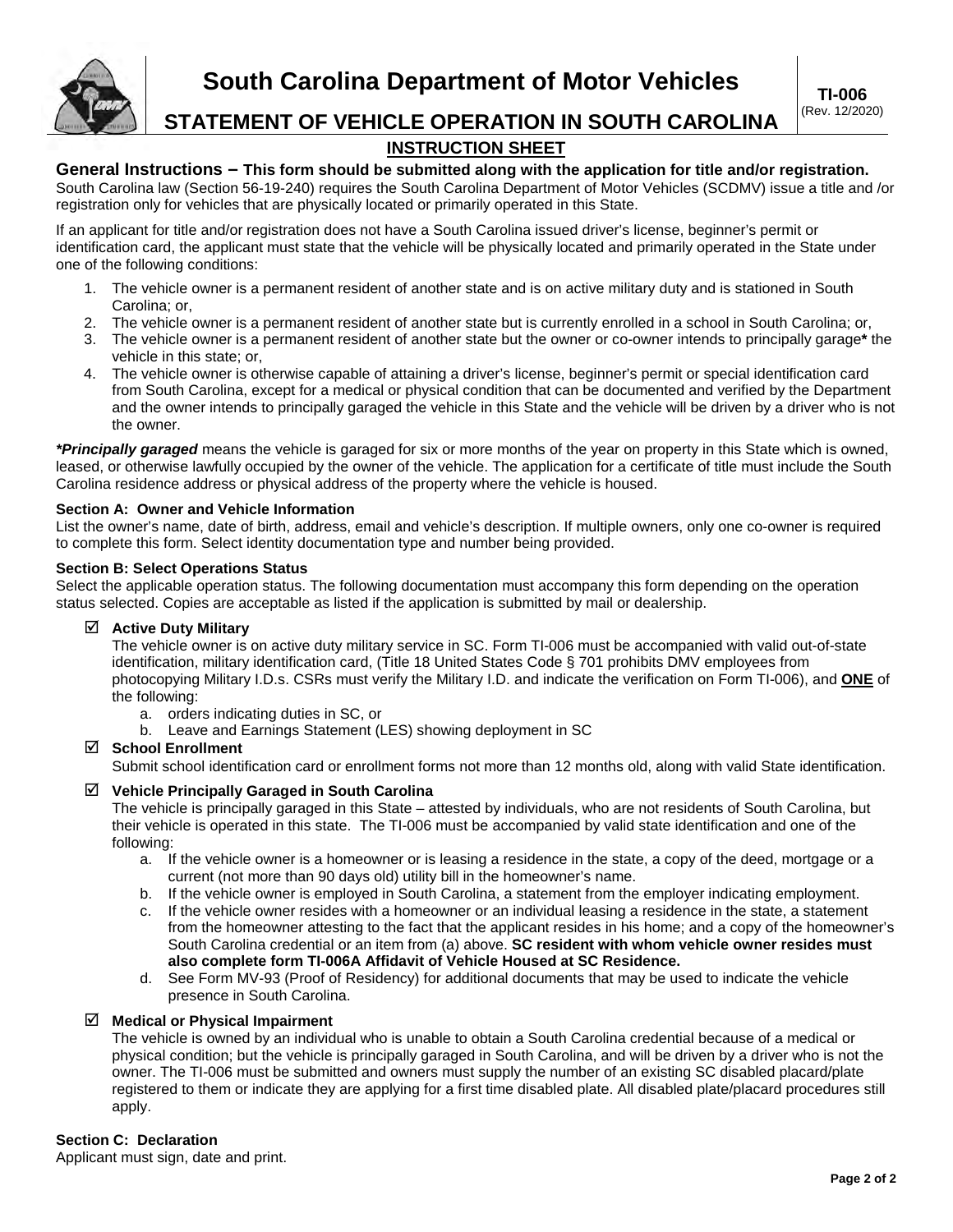# South Carolina Department of Motor Vehicles

## STATEMENT OF VEHICLE OPERATION IN SOUTH CAROLINA

TI-006
(Rev. 12/2020)

### INSTRUCTION SHEET

**General Instructions – This form should be submitted along with the application for title and/or registration.**
South Carolina law (Section 56-19-240) requires the South Carolina Department of Motor Vehicles (SCDMV) issue a title and /or registration only for vehicles that are physically located or primarily operated in this State.

If an applicant for title and/or registration does not have a South Carolina issued driver's license, beginner's permit or identification card, the applicant must state that the vehicle will be physically located and primarily operated in the State under one of the following conditions:

1. The vehicle owner is a permanent resident of another state and is on active military duty and is stationed in South Carolina; or,
2. The vehicle owner is a permanent resident of another state but is currently enrolled in a school in South Carolina; or,
3. The vehicle owner is a permanent resident of another state but the owner or co-owner intends to principally garage**\*** the vehicle in this state; or,
4. The vehicle owner is otherwise capable of attaining a driver's license, beginner's permit or special identification card from South Carolina, except for a medical or physical condition that can be documented and verified by the Department and the owner intends to principally garaged the vehicle in this State and the vehicle will be driven by a driver who is not the owner.

***\*Principally garaged*** means the vehicle is garaged for six or more months of the year on property in this State which is owned, leased, or otherwise lawfully occupied by the owner of the vehicle. The application for a certificate of title must include the South Carolina residence address or physical address of the property where the vehicle is housed.

**Section A: Owner and Vehicle Information**
List the owner's name, date of birth, address, email and vehicle's description. If multiple owners, only one co-owner is required to complete this form. Select identity documentation type and number being provided.

**Section B: Select Operations Status**
Select the applicable operation status. The following documentation must accompany this form depending on the operation status selected. Copies are acceptable as listed if the application is submitted by mail or dealership.

☑ **Active Duty Military**
The vehicle owner is on active duty military service in SC. Form TI-006 must be accompanied with valid out-of-state identification, military identification card, (Title 18 United States Code § 701 prohibits DMV employees from photocopying Military I.D.s. CSRs must verify the Military I.D. and indicate the verification on Form TI-006), and **<u>ONE</u>** of the following:

a. orders indicating duties in SC, or
b. Leave and Earnings Statement (LES) showing deployment in SC

☑ **School Enrollment**
Submit school identification card or enrollment forms not more than 12 months old, along with valid State identification.

☑ **Vehicle Principally Garaged in South Carolina**
The vehicle is principally garaged in this State – attested by individuals, who are not residents of South Carolina, but their vehicle is operated in this state. The TI-006 must be accompanied by valid state identification and one of the following:

a. If the vehicle owner is a homeowner or is leasing a residence in the state, a copy of the deed, mortgage or a current (not more than 90 days old) utility bill in the homeowner's name.
b. If the vehicle owner is employed in South Carolina, a statement from the employer indicating employment.
c. If the vehicle owner resides with a homeowner or an individual leasing a residence in the state, a statement from the homeowner attesting to the fact that the applicant resides in his home; and a copy of the homeowner's South Carolina credential or an item from (a) above. **SC resident with whom vehicle owner resides must also complete form TI-006A Affidavit of Vehicle Housed at SC Residence.**
d. See Form MV-93 (Proof of Residency) for additional documents that may be used to indicate the vehicle presence in South Carolina.

☑ **Medical or Physical Impairment**
The vehicle is owned by an individual who is unable to obtain a South Carolina credential because of a medical or physical condition; but the vehicle is principally garaged in South Carolina, and will be driven by a driver who is not the owner. The TI-006 must be submitted and owners must supply the number of an existing SC disabled placard/plate registered to them or indicate they are applying for a first time disabled plate. All disabled plate/placard procedures still apply.

**Section C: Declaration**
Applicant must sign, date and print.